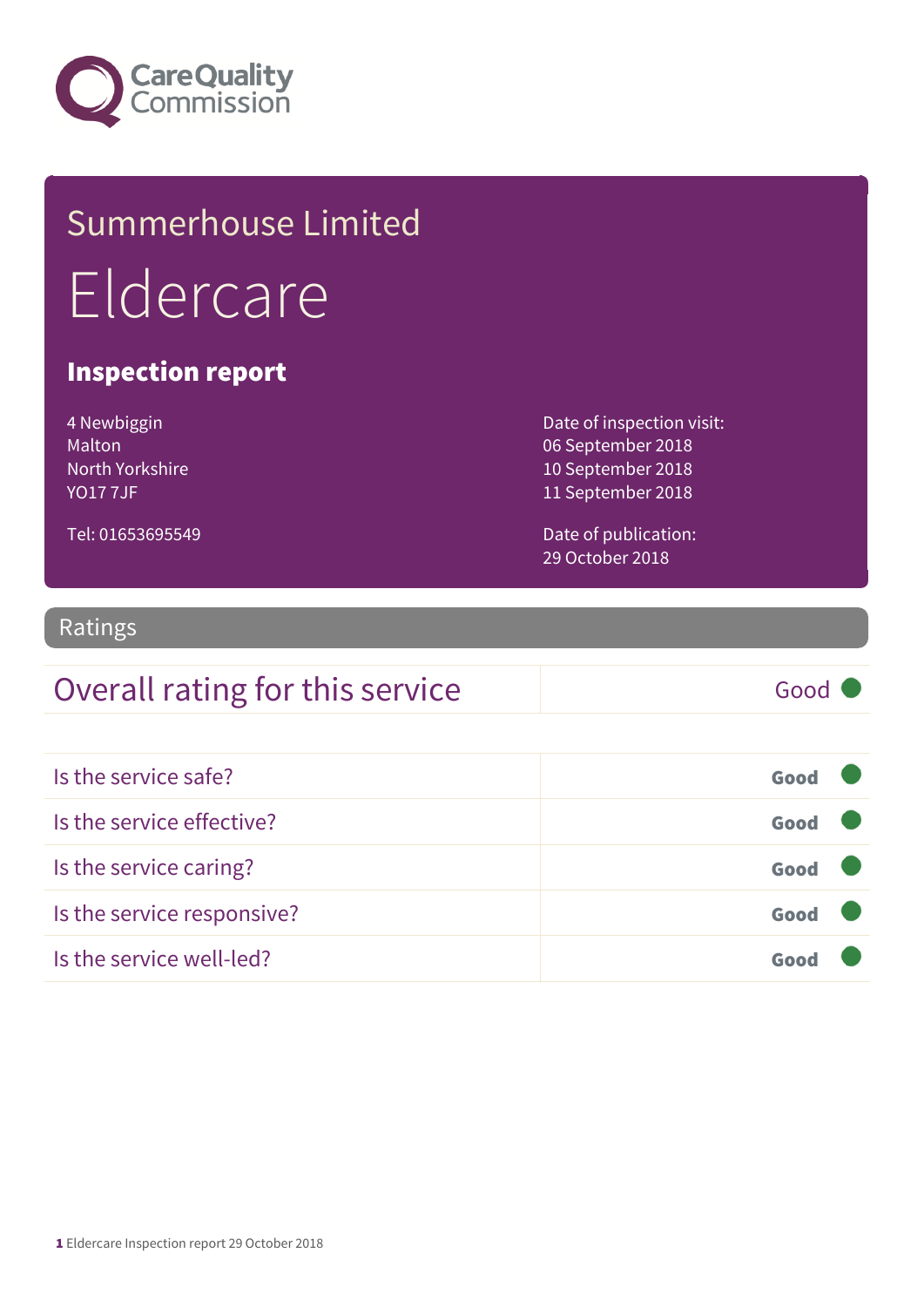Care Quality Commission

# Summerhouse Limited

# Eldercare

## Inspection report

4 Newbiggin
Malton
North Yorkshire
YO17 7JF

Tel: 01653695549

Date of inspection visit:
06 September 2018
10 September 2018
11 September 2018

Date of publication:
29 October 2018

## Ratings

| Overall rating for this service | Good |
| --- | --- |

| | |
| --- | --- |
| Is the service safe? | Good |
| Is the service effective? | Good |
| Is the service caring? | Good |
| Is the service responsive? | Good |
| Is the service well-led? | Good |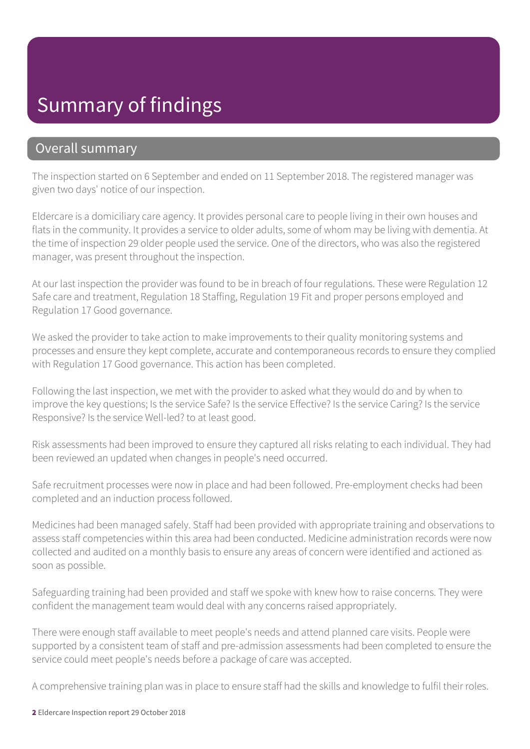# Summary of findings

## Overall summary

The inspection started on 6 September and ended on 11 September 2018. The registered manager was given two days' notice of our inspection.

Eldercare is a domiciliary care agency. It provides personal care to people living in their own houses and flats in the community. It provides a service to older adults, some of whom may be living with dementia. At the time of inspection 29 older people used the service. One of the directors, who was also the registered manager, was present throughout the inspection.

At our last inspection the provider was found to be in breach of four regulations. These were Regulation 12 Safe care and treatment, Regulation 18 Staffing, Regulation 19 Fit and proper persons employed and Regulation 17 Good governance.

We asked the provider to take action to make improvements to their quality monitoring systems and processes and ensure they kept complete, accurate and contemporaneous records to ensure they complied with Regulation 17 Good governance. This action has been completed.

Following the last inspection, we met with the provider to asked what they would do and by when to improve the key questions; Is the service Safe? Is the service Effective? Is the service Caring? Is the service Responsive? Is the service Well-led? to at least good.

Risk assessments had been improved to ensure they captured all risks relating to each individual. They had been reviewed an updated when changes in people's need occurred.

Safe recruitment processes were now in place and had been followed. Pre-employment checks had been completed and an induction process followed.

Medicines had been managed safely. Staff had been provided with appropriate training and observations to assess staff competencies within this area had been conducted. Medicine administration records were now collected and audited on a monthly basis to ensure any areas of concern were identified and actioned as soon as possible.

Safeguarding training had been provided and staff we spoke with knew how to raise concerns. They were confident the management team would deal with any concerns raised appropriately.

There were enough staff available to meet people's needs and attend planned care visits. People were supported by a consistent team of staff and pre-admission assessments had been completed to ensure the service could meet people's needs before a package of care was accepted.

A comprehensive training plan was in place to ensure staff had the skills and knowledge to fulfil their roles.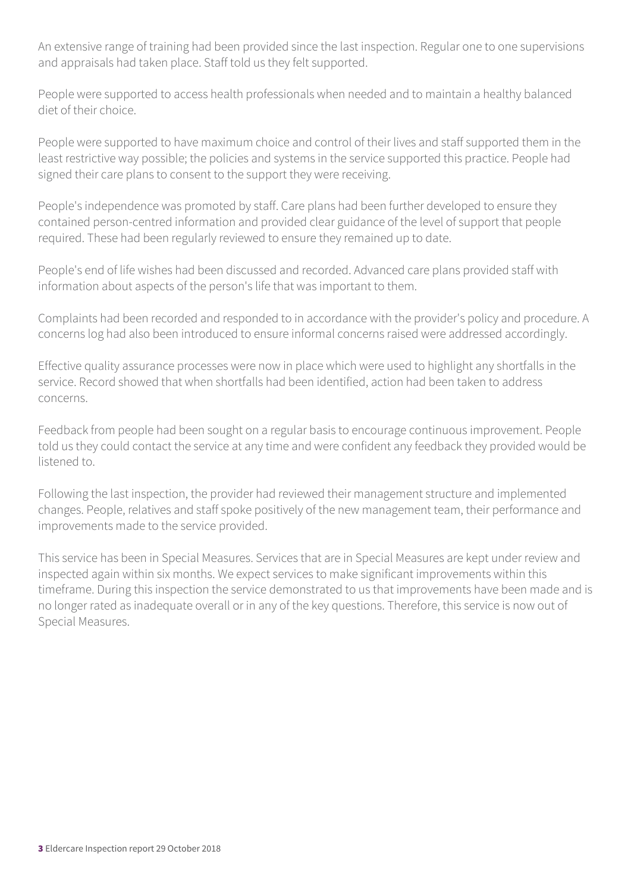An extensive range of training had been provided since the last inspection. Regular one to one supervisions and appraisals had taken place. Staff told us they felt supported.

People were supported to access health professionals when needed and to maintain a healthy balanced diet of their choice.

People were supported to have maximum choice and control of their lives and staff supported them in the least restrictive way possible; the policies and systems in the service supported this practice. People had signed their care plans to consent to the support they were receiving.

People's independence was promoted by staff. Care plans had been further developed to ensure they contained person-centred information and provided clear guidance of the level of support that people required. These had been regularly reviewed to ensure they remained up to date.

People's end of life wishes had been discussed and recorded. Advanced care plans provided staff with information about aspects of the person's life that was important to them.

Complaints had been recorded and responded to in accordance with the provider's policy and procedure. A concerns log had also been introduced to ensure informal concerns raised were addressed accordingly.

Effective quality assurance processes were now in place which were used to highlight any shortfalls in the service. Record showed that when shortfalls had been identified, action had been taken to address concerns.

Feedback from people had been sought on a regular basis to encourage continuous improvement. People told us they could contact the service at any time and were confident any feedback they provided would be listened to.

Following the last inspection, the provider had reviewed their management structure and implemented changes. People, relatives and staff spoke positively of the new management team, their performance and improvements made to the service provided.

This service has been in Special Measures. Services that are in Special Measures are kept under review and inspected again within six months. We expect services to make significant improvements within this timeframe. During this inspection the service demonstrated to us that improvements have been made and is no longer rated as inadequate overall or in any of the key questions. Therefore, this service is now out of Special Measures.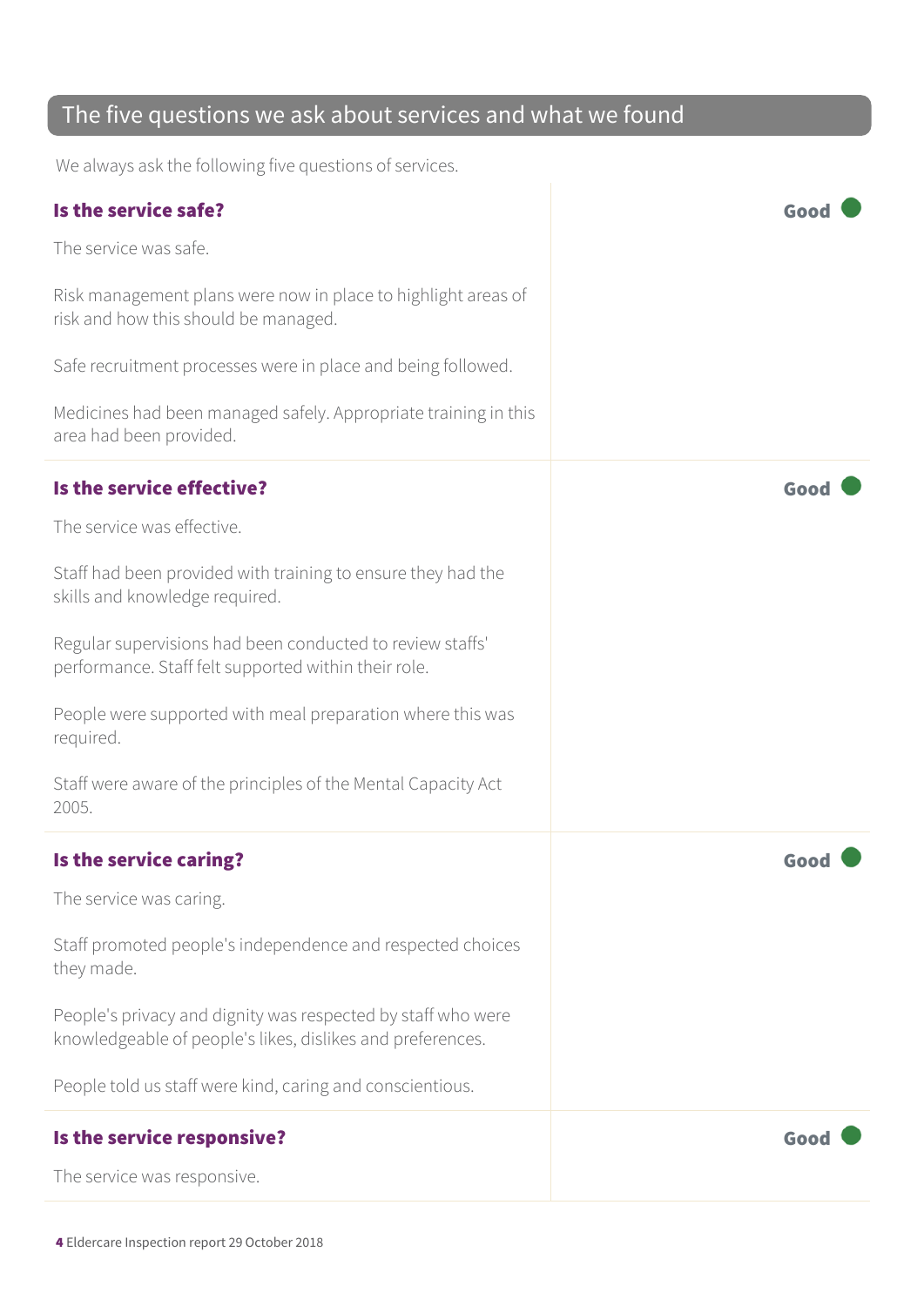## The five questions we ask about services and what we found

We always ask the following five questions of services.

### Is the service safe?

**Good**

The service was safe.

Risk management plans were now in place to highlight areas of risk and how this should be managed.

Safe recruitment processes were in place and being followed.

Medicines had been managed safely. Appropriate training in this area had been provided.

### Is the service effective?

**Good**

The service was effective.

Staff had been provided with training to ensure they had the skills and knowledge required.

Regular supervisions had been conducted to review staffs' performance. Staff felt supported within their role.

People were supported with meal preparation where this was required.

Staff were aware of the principles of the Mental Capacity Act 2005.

### Is the service caring?

**Good**

The service was caring.

Staff promoted people's independence and respected choices they made.

People's privacy and dignity was respected by staff who were knowledgeable of people's likes, dislikes and preferences.

People told us staff were kind, caring and conscientious.

### Is the service responsive?

**Good**

The service was responsive.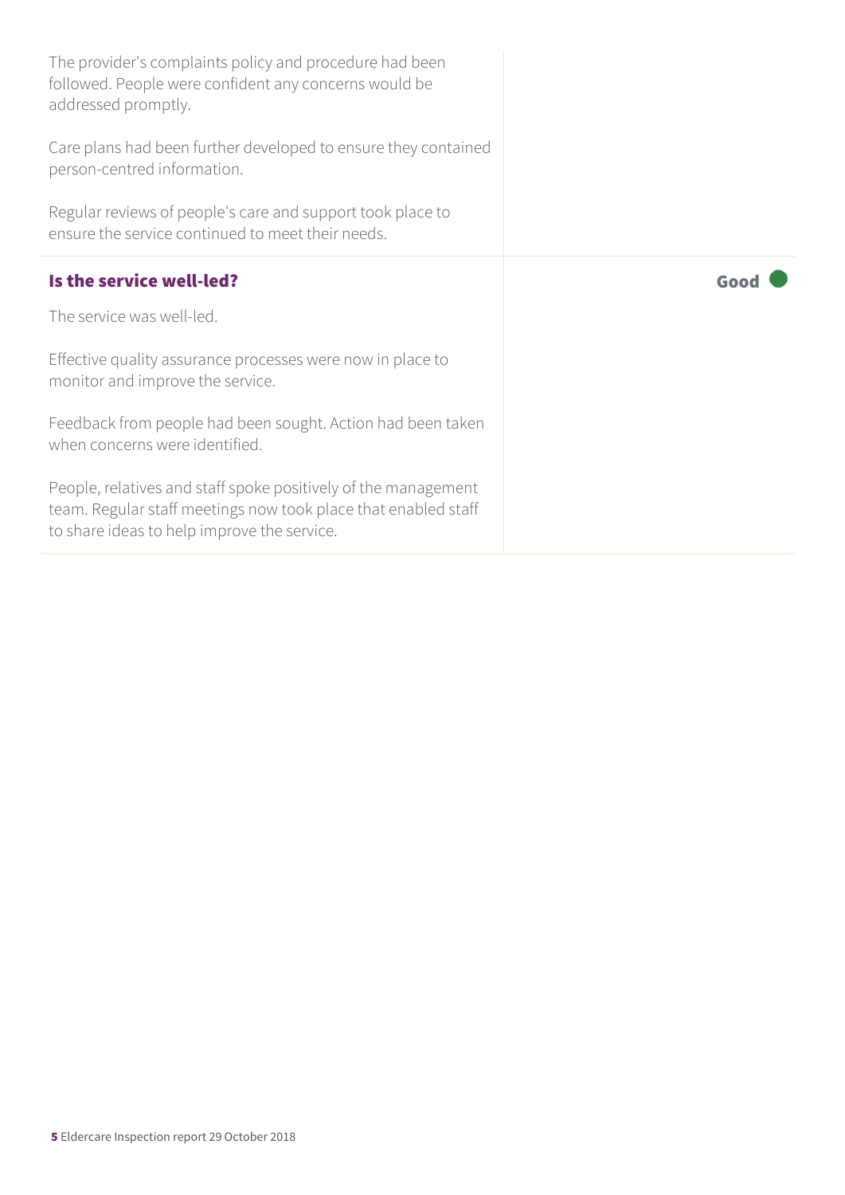The provider's complaints policy and procedure had been followed. People were confident any concerns would be addressed promptly.

Care plans had been further developed to ensure they contained person-centred information.

Regular reviews of people's care and support took place to ensure the service continued to meet their needs.

### Is the service well-led?

**Good**

The service was well-led.

Effective quality assurance processes were now in place to monitor and improve the service.

Feedback from people had been sought. Action had been taken when concerns were identified.

People, relatives and staff spoke positively of the management team. Regular staff meetings now took place that enabled staff to share ideas to help improve the service.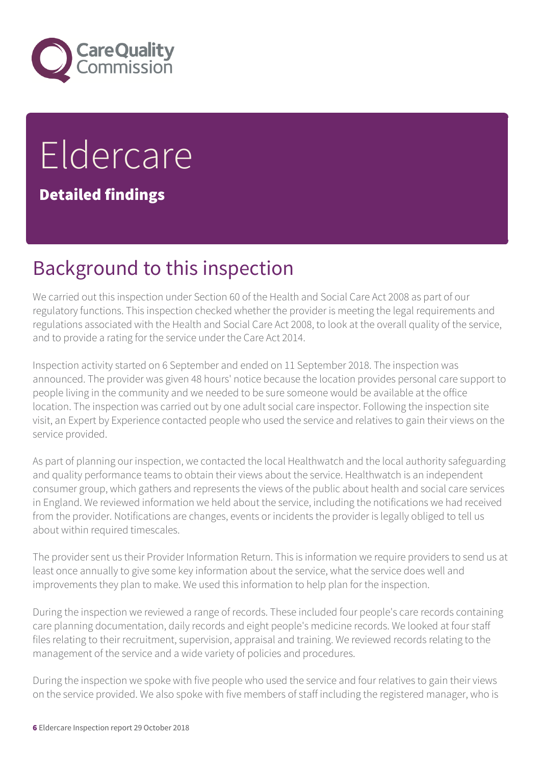# Eldercare

**Detailed findings**

## Background to this inspection

We carried out this inspection under Section 60 of the Health and Social Care Act 2008 as part of our regulatory functions. This inspection checked whether the provider is meeting the legal requirements and regulations associated with the Health and Social Care Act 2008, to look at the overall quality of the service, and to provide a rating for the service under the Care Act 2014.

Inspection activity started on 6 September and ended on 11 September 2018. The inspection was announced. The provider was given 48 hours' notice because the location provides personal care support to people living in the community and we needed to be sure someone would be available at the office location. The inspection was carried out by one adult social care inspector. Following the inspection site visit, an Expert by Experience contacted people who used the service and relatives to gain their views on the service provided.

As part of planning our inspection, we contacted the local Healthwatch and the local authority safeguarding and quality performance teams to obtain their views about the service. Healthwatch is an independent consumer group, which gathers and represents the views of the public about health and social care services in England. We reviewed information we held about the service, including the notifications we had received from the provider. Notifications are changes, events or incidents the provider is legally obliged to tell us about within required timescales.

The provider sent us their Provider Information Return. This is information we require providers to send us at least once annually to give some key information about the service, what the service does well and improvements they plan to make. We used this information to help plan for the inspection.

During the inspection we reviewed a range of records. These included four people's care records containing care planning documentation, daily records and eight people's medicine records. We looked at four staff files relating to their recruitment, supervision, appraisal and training. We reviewed records relating to the management of the service and a wide variety of policies and procedures.

During the inspection we spoke with five people who used the service and four relatives to gain their views on the service provided. We also spoke with five members of staff including the registered manager, who is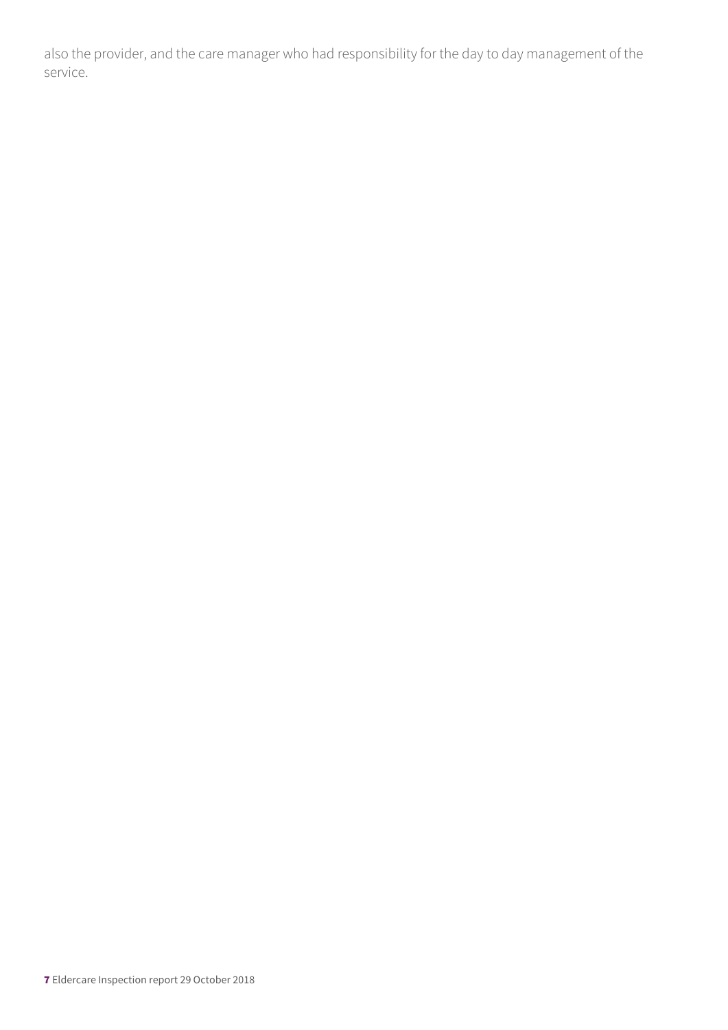also the provider, and the care manager who had responsibility for the day to day management of the service.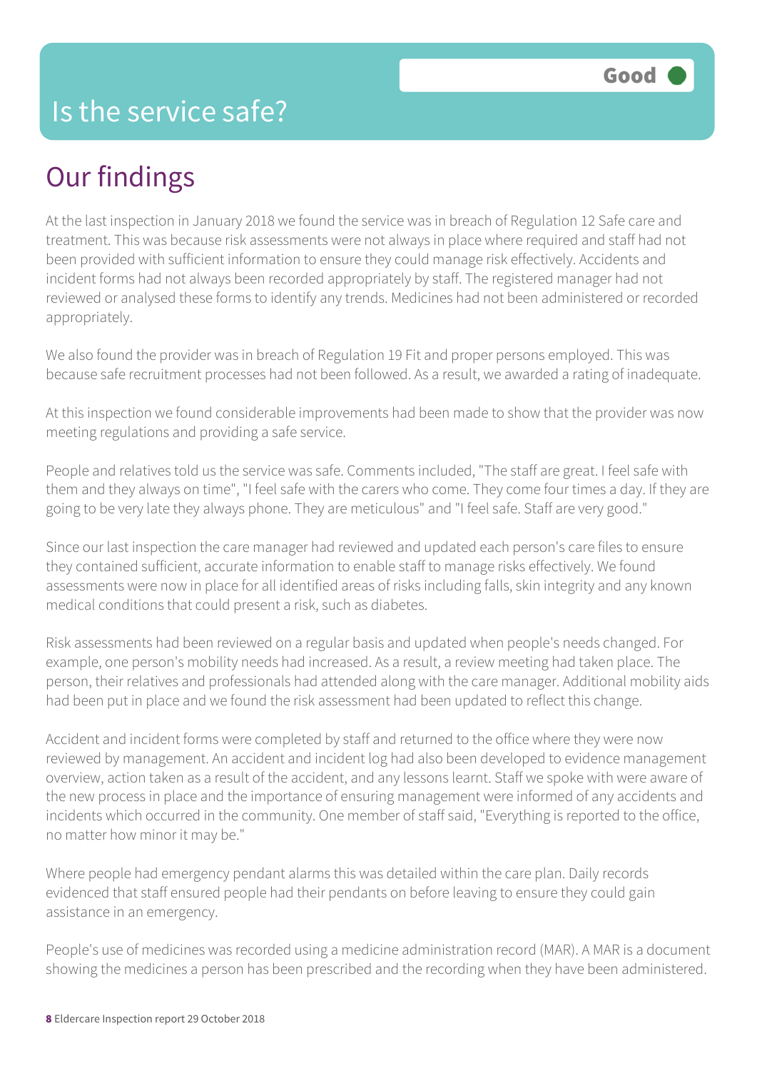# Is the service safe?

**Good**

## Our findings

At the last inspection in January 2018 we found the service was in breach of Regulation 12 Safe care and treatment. This was because risk assessments were not always in place where required and staff had not been provided with sufficient information to ensure they could manage risk effectively. Accidents and incident forms had not always been recorded appropriately by staff. The registered manager had not reviewed or analysed these forms to identify any trends. Medicines had not been administered or recorded appropriately.

We also found the provider was in breach of Regulation 19 Fit and proper persons employed. This was because safe recruitment processes had not been followed. As a result, we awarded a rating of inadequate.

At this inspection we found considerable improvements had been made to show that the provider was now meeting regulations and providing a safe service.

People and relatives told us the service was safe. Comments included, "The staff are great. I feel safe with them and they always on time", "I feel safe with the carers who come. They come four times a day. If they are going to be very late they always phone. They are meticulous" and "I feel safe. Staff are very good."

Since our last inspection the care manager had reviewed and updated each person's care files to ensure they contained sufficient, accurate information to enable staff to manage risks effectively. We found assessments were now in place for all identified areas of risks including falls, skin integrity and any known medical conditions that could present a risk, such as diabetes.

Risk assessments had been reviewed on a regular basis and updated when people's needs changed. For example, one person's mobility needs had increased. As a result, a review meeting had taken place. The person, their relatives and professionals had attended along with the care manager. Additional mobility aids had been put in place and we found the risk assessment had been updated to reflect this change.

Accident and incident forms were completed by staff and returned to the office where they were now reviewed by management. An accident and incident log had also been developed to evidence management overview, action taken as a result of the accident, and any lessons learnt. Staff we spoke with were aware of the new process in place and the importance of ensuring management were informed of any accidents and incidents which occurred in the community. One member of staff said, "Everything is reported to the office, no matter how minor it may be."

Where people had emergency pendant alarms this was detailed within the care plan. Daily records evidenced that staff ensured people had their pendants on before leaving to ensure they could gain assistance in an emergency.

People's use of medicines was recorded using a medicine administration record (MAR). A MAR is a document showing the medicines a person has been prescribed and the recording when they have been administered.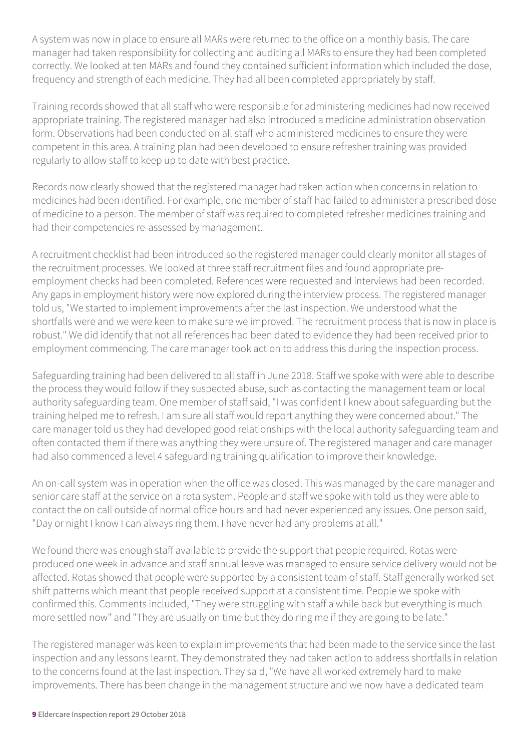A system was now in place to ensure all MARs were returned to the office on a monthly basis. The care manager had taken responsibility for collecting and auditing all MARs to ensure they had been completed correctly. We looked at ten MARs and found they contained sufficient information which included the dose, frequency and strength of each medicine. They had all been completed appropriately by staff.

Training records showed that all staff who were responsible for administering medicines had now received appropriate training. The registered manager had also introduced a medicine administration observation form. Observations had been conducted on all staff who administered medicines to ensure they were competent in this area. A training plan had been developed to ensure refresher training was provided regularly to allow staff to keep up to date with best practice.

Records now clearly showed that the registered manager had taken action when concerns in relation to medicines had been identified. For example, one member of staff had failed to administer a prescribed dose of medicine to a person. The member of staff was required to completed refresher medicines training and had their competencies re-assessed by management.

A recruitment checklist had been introduced so the registered manager could clearly monitor all stages of the recruitment processes. We looked at three staff recruitment files and found appropriate pre-employment checks had been completed. References were requested and interviews had been recorded. Any gaps in employment history were now explored during the interview process. The registered manager told us, "We started to implement improvements after the last inspection. We understood what the shortfalls were and we were keen to make sure we improved. The recruitment process that is now in place is robust." We did identify that not all references had been dated to evidence they had been received prior to employment commencing. The care manager took action to address this during the inspection process.

Safeguarding training had been delivered to all staff in June 2018. Staff we spoke with were able to describe the process they would follow if they suspected abuse, such as contacting the management team or local authority safeguarding team. One member of staff said, "I was confident I knew about safeguarding but the training helped me to refresh. I am sure all staff would report anything they were concerned about." The care manager told us they had developed good relationships with the local authority safeguarding team and often contacted them if there was anything they were unsure of. The registered manager and care manager had also commenced a level 4 safeguarding training qualification to improve their knowledge.

An on-call system was in operation when the office was closed. This was managed by the care manager and senior care staff at the service on a rota system. People and staff we spoke with told us they were able to contact the on call outside of normal office hours and had never experienced any issues. One person said, "Day or night I know I can always ring them. I have never had any problems at all."

We found there was enough staff available to provide the support that people required. Rotas were produced one week in advance and staff annual leave was managed to ensure service delivery would not be affected. Rotas showed that people were supported by a consistent team of staff. Staff generally worked set shift patterns which meant that people received support at a consistent time. People we spoke with confirmed this. Comments included, "They were struggling with staff a while back but everything is much more settled now" and "They are usually on time but they do ring me if they are going to be late."

The registered manager was keen to explain improvements that had been made to the service since the last inspection and any lessons learnt. They demonstrated they had taken action to address shortfalls in relation to the concerns found at the last inspection. They said, "We have all worked extremely hard to make improvements. There has been change in the management structure and we now have a dedicated team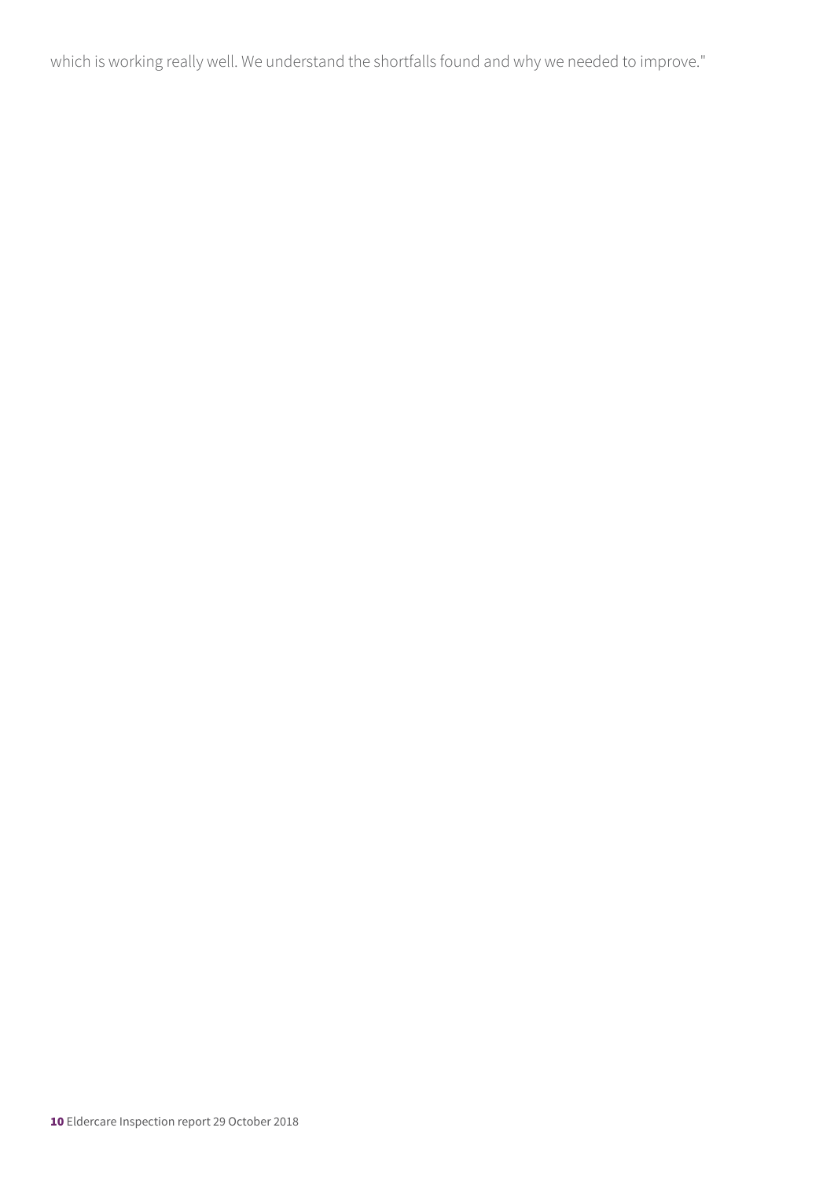which is working really well. We understand the shortfalls found and why we needed to improve."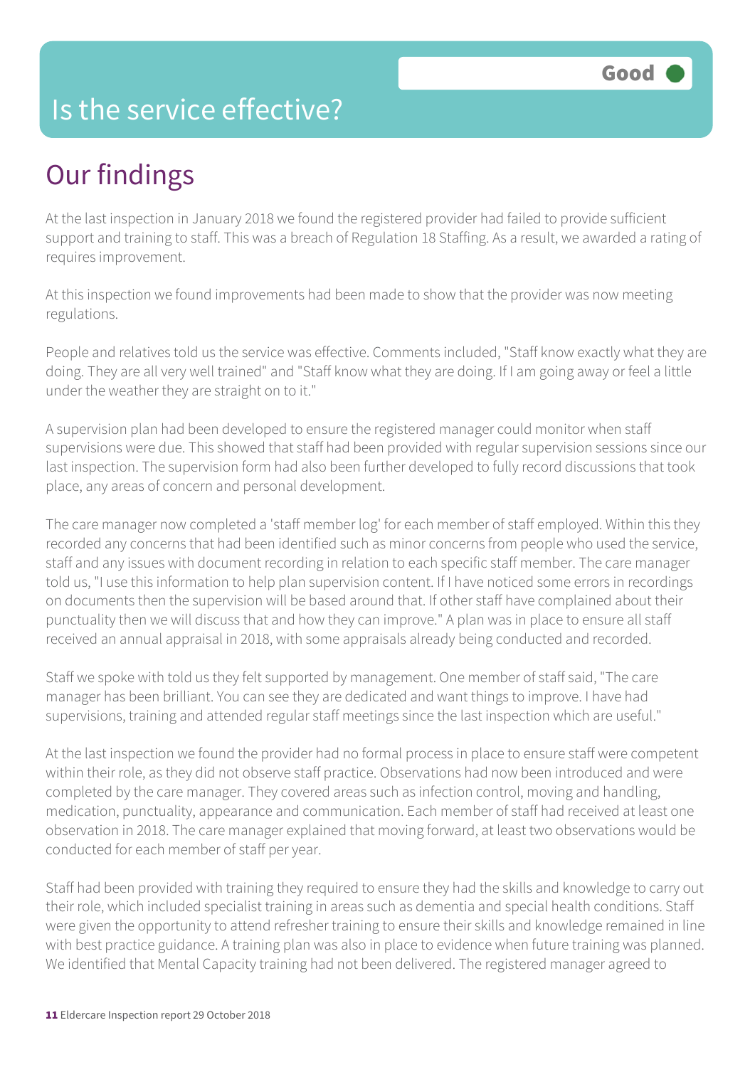# Is the service effective?

**Good**

## Our findings

At the last inspection in January 2018 we found the registered provider had failed to provide sufficient support and training to staff. This was a breach of Regulation 18 Staffing. As a result, we awarded a rating of requires improvement.

At this inspection we found improvements had been made to show that the provider was now meeting regulations.

People and relatives told us the service was effective. Comments included, "Staff know exactly what they are doing. They are all very well trained" and "Staff know what they are doing. If I am going away or feel a little under the weather they are straight on to it."

A supervision plan had been developed to ensure the registered manager could monitor when staff supervisions were due. This showed that staff had been provided with regular supervision sessions since our last inspection. The supervision form had also been further developed to fully record discussions that took place, any areas of concern and personal development.

The care manager now completed a 'staff member log' for each member of staff employed. Within this they recorded any concerns that had been identified such as minor concerns from people who used the service, staff and any issues with document recording in relation to each specific staff member. The care manager told us, "I use this information to help plan supervision content. If I have noticed some errors in recordings on documents then the supervision will be based around that. If other staff have complained about their punctuality then we will discuss that and how they can improve." A plan was in place to ensure all staff received an annual appraisal in 2018, with some appraisals already being conducted and recorded.

Staff we spoke with told us they felt supported by management. One member of staff said, "The care manager has been brilliant. You can see they are dedicated and want things to improve. I have had supervisions, training and attended regular staff meetings since the last inspection which are useful."

At the last inspection we found the provider had no formal process in place to ensure staff were competent within their role, as they did not observe staff practice. Observations had now been introduced and were completed by the care manager. They covered areas such as infection control, moving and handling, medication, punctuality, appearance and communication. Each member of staff had received at least one observation in 2018. The care manager explained that moving forward, at least two observations would be conducted for each member of staff per year.

Staff had been provided with training they required to ensure they had the skills and knowledge to carry out their role, which included specialist training in areas such as dementia and special health conditions. Staff were given the opportunity to attend refresher training to ensure their skills and knowledge remained in line with best practice guidance. A training plan was also in place to evidence when future training was planned. We identified that Mental Capacity training had not been delivered. The registered manager agreed to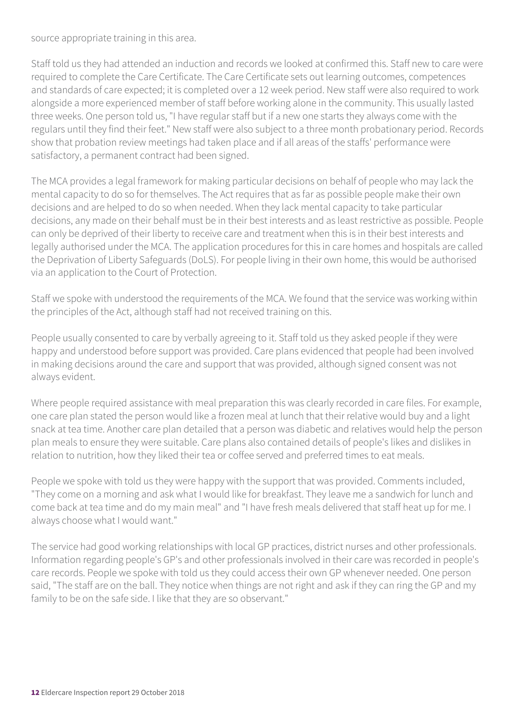source appropriate training in this area.

Staff told us they had attended an induction and records we looked at confirmed this. Staff new to care were required to complete the Care Certificate. The Care Certificate sets out learning outcomes, competences and standards of care expected; it is completed over a 12 week period. New staff were also required to work alongside a more experienced member of staff before working alone in the community. This usually lasted three weeks. One person told us, "I have regular staff but if a new one starts they always come with the regulars until they find their feet." New staff were also subject to a three month probationary period. Records show that probation review meetings had taken place and if all areas of the staffs' performance were satisfactory, a permanent contract had been signed.

The MCA provides a legal framework for making particular decisions on behalf of people who may lack the mental capacity to do so for themselves. The Act requires that as far as possible people make their own decisions and are helped to do so when needed. When they lack mental capacity to take particular decisions, any made on their behalf must be in their best interests and as least restrictive as possible. People can only be deprived of their liberty to receive care and treatment when this is in their best interests and legally authorised under the MCA. The application procedures for this in care homes and hospitals are called the Deprivation of Liberty Safeguards (DoLS). For people living in their own home, this would be authorised via an application to the Court of Protection.

Staff we spoke with understood the requirements of the MCA. We found that the service was working within the principles of the Act, although staff had not received training on this.

People usually consented to care by verbally agreeing to it. Staff told us they asked people if they were happy and understood before support was provided. Care plans evidenced that people had been involved in making decisions around the care and support that was provided, although signed consent was not always evident.

Where people required assistance with meal preparation this was clearly recorded in care files. For example, one care plan stated the person would like a frozen meal at lunch that their relative would buy and a light snack at tea time. Another care plan detailed that a person was diabetic and relatives would help the person plan meals to ensure they were suitable. Care plans also contained details of people's likes and dislikes in relation to nutrition, how they liked their tea or coffee served and preferred times to eat meals.

People we spoke with told us they were happy with the support that was provided. Comments included, "They come on a morning and ask what I would like for breakfast. They leave me a sandwich for lunch and come back at tea time and do my main meal" and "I have fresh meals delivered that staff heat up for me. I always choose what I would want."

The service had good working relationships with local GP practices, district nurses and other professionals. Information regarding people's GP's and other professionals involved in their care was recorded in people's care records. People we spoke with told us they could access their own GP whenever needed. One person said, "The staff are on the ball. They notice when things are not right and ask if they can ring the GP and my family to be on the safe side. I like that they are so observant."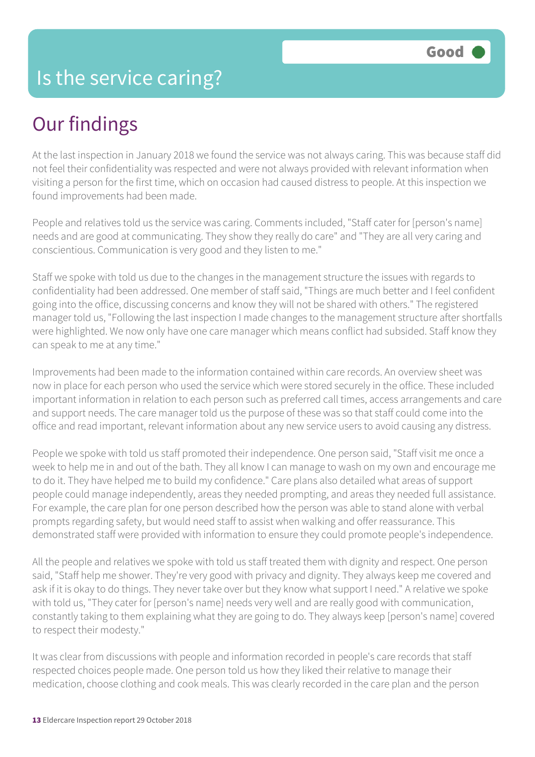# Is the service caring?

Good

## Our findings

At the last inspection in January 2018 we found the service was not always caring. This was because staff did not feel their confidentiality was respected and were not always provided with relevant information when visiting a person for the first time, which on occasion had caused distress to people. At this inspection we found improvements had been made.

People and relatives told us the service was caring. Comments included, "Staff cater for [person's name] needs and are good at communicating. They show they really do care" and "They are all very caring and conscientious. Communication is very good and they listen to me."

Staff we spoke with told us due to the changes in the management structure the issues with regards to confidentiality had been addressed. One member of staff said, "Things are much better and I feel confident going into the office, discussing concerns and know they will not be shared with others." The registered manager told us, "Following the last inspection I made changes to the management structure after shortfalls were highlighted. We now only have one care manager which means conflict had subsided. Staff know they can speak to me at any time."

Improvements had been made to the information contained within care records. An overview sheet was now in place for each person who used the service which were stored securely in the office. These included important information in relation to each person such as preferred call times, access arrangements and care and support needs. The care manager told us the purpose of these was so that staff could come into the office and read important, relevant information about any new service users to avoid causing any distress.

People we spoke with told us staff promoted their independence. One person said, "Staff visit me once a week to help me in and out of the bath. They all know I can manage to wash on my own and encourage me to do it. They have helped me to build my confidence." Care plans also detailed what areas of support people could manage independently, areas they needed prompting, and areas they needed full assistance. For example, the care plan for one person described how the person was able to stand alone with verbal prompts regarding safety, but would need staff to assist when walking and offer reassurance. This demonstrated staff were provided with information to ensure they could promote people's independence.

All the people and relatives we spoke with told us staff treated them with dignity and respect. One person said, "Staff help me shower. They're very good with privacy and dignity. They always keep me covered and ask if it is okay to do things. They never take over but they know what support I need." A relative we spoke with told us, "They cater for [person's name] needs very well and are really good with communication, constantly taking to them explaining what they are going to do. They always keep [person's name] covered to respect their modesty."

It was clear from discussions with people and information recorded in people's care records that staff respected choices people made. One person told us how they liked their relative to manage their medication, choose clothing and cook meals. This was clearly recorded in the care plan and the person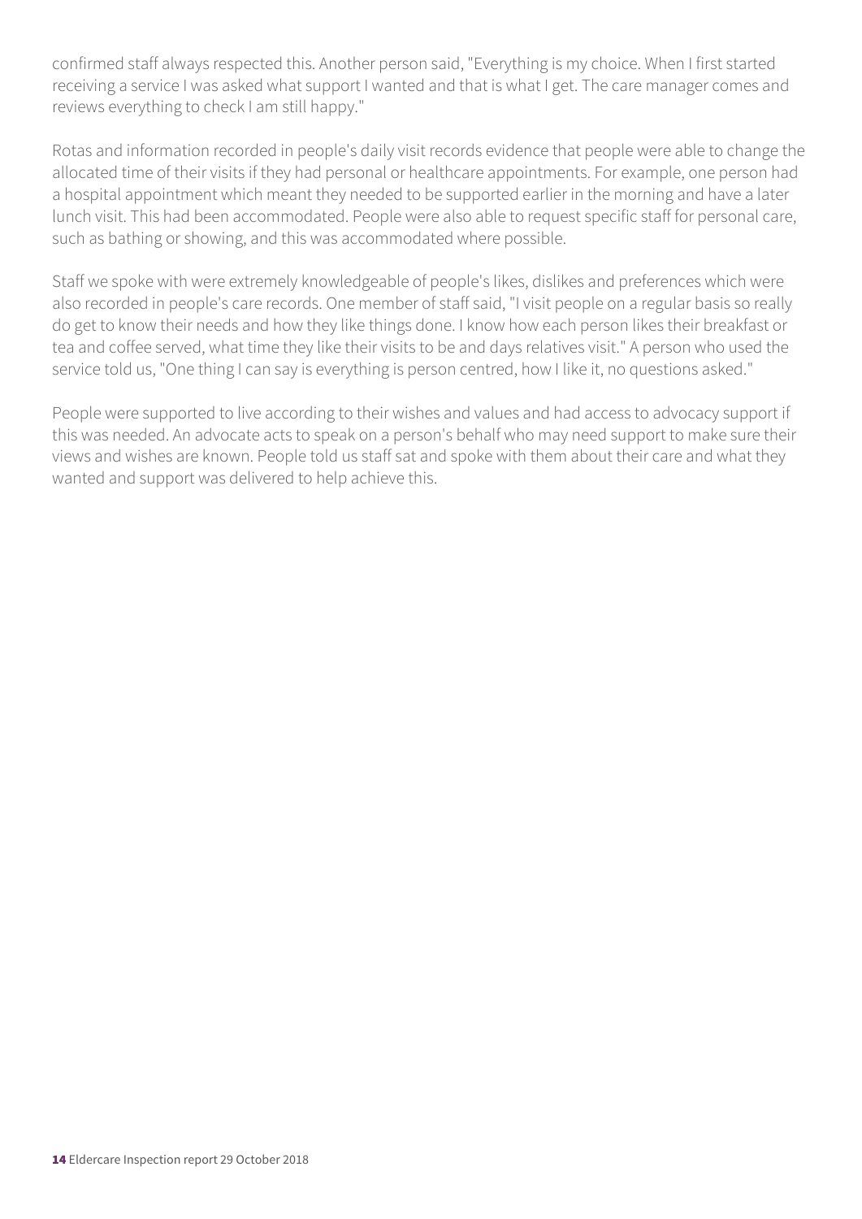confirmed staff always respected this. Another person said, "Everything is my choice. When I first started receiving a service I was asked what support I wanted and that is what I get. The care manager comes and reviews everything to check I am still happy."

Rotas and information recorded in people's daily visit records evidence that people were able to change the allocated time of their visits if they had personal or healthcare appointments. For example, one person had a hospital appointment which meant they needed to be supported earlier in the morning and have a later lunch visit. This had been accommodated. People were also able to request specific staff for personal care, such as bathing or showing, and this was accommodated where possible.

Staff we spoke with were extremely knowledgeable of people's likes, dislikes and preferences which were also recorded in people's care records. One member of staff said, "I visit people on a regular basis so really do get to know their needs and how they like things done. I know how each person likes their breakfast or tea and coffee served, what time they like their visits to be and days relatives visit." A person who used the service told us, "One thing I can say is everything is person centred, how I like it, no questions asked."

People were supported to live according to their wishes and values and had access to advocacy support if this was needed. An advocate acts to speak on a person's behalf who may need support to make sure their views and wishes are known. People told us staff sat and spoke with them about their care and what they wanted and support was delivered to help achieve this.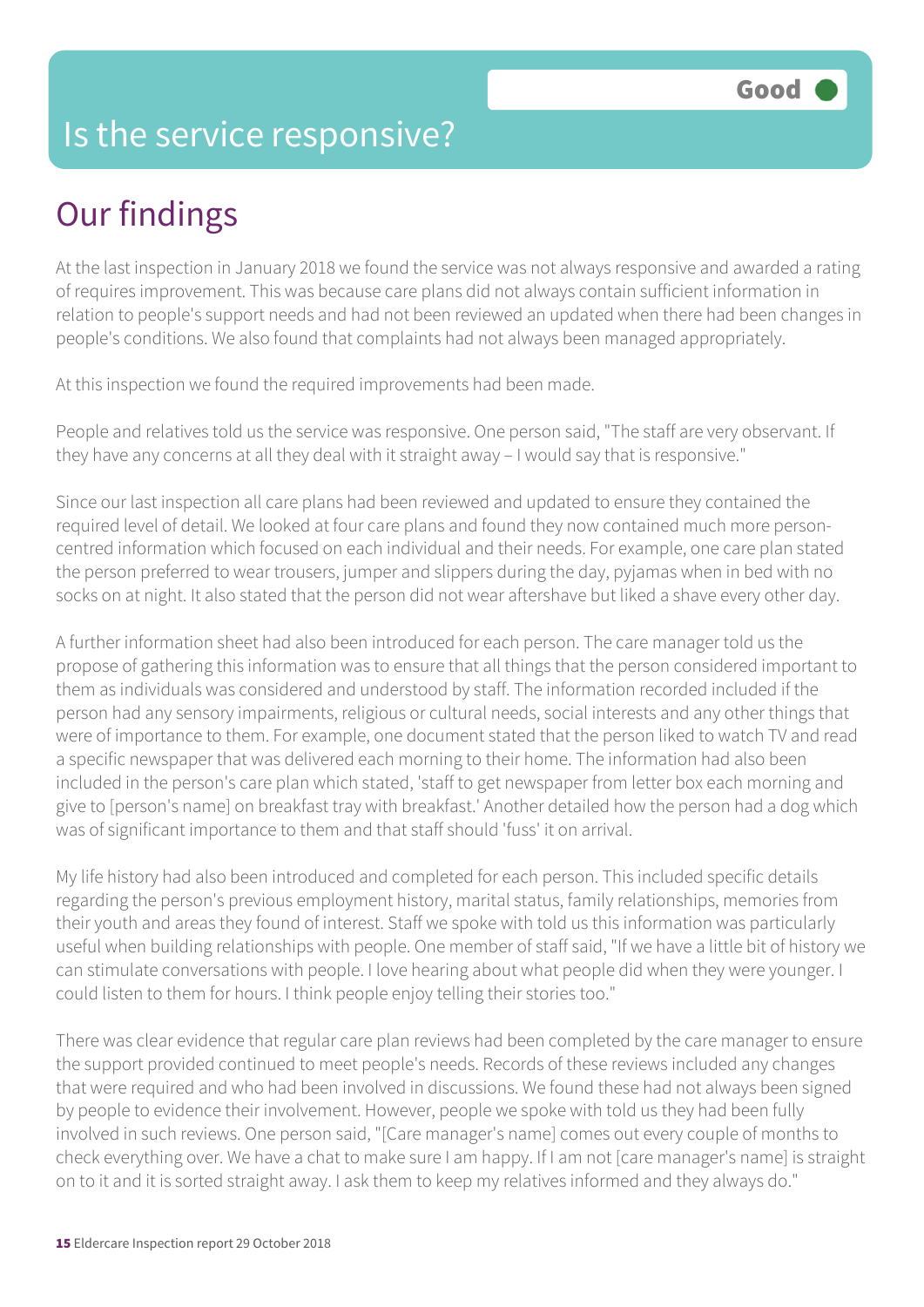# Is the service responsive?

Good

## Our findings

At the last inspection in January 2018 we found the service was not always responsive and awarded a rating of requires improvement. This was because care plans did not always contain sufficient information in relation to people's support needs and had not been reviewed an updated when there had been changes in people's conditions. We also found that complaints had not always been managed appropriately.

At this inspection we found the required improvements had been made.

People and relatives told us the service was responsive. One person said, "The staff are very observant. If they have any concerns at all they deal with it straight away – I would say that is responsive."

Since our last inspection all care plans had been reviewed and updated to ensure they contained the required level of detail. We looked at four care plans and found they now contained much more person-centred information which focused on each individual and their needs. For example, one care plan stated the person preferred to wear trousers, jumper and slippers during the day, pyjamas when in bed with no socks on at night. It also stated that the person did not wear aftershave but liked a shave every other day.

A further information sheet had also been introduced for each person. The care manager told us the propose of gathering this information was to ensure that all things that the person considered important to them as individuals was considered and understood by staff. The information recorded included if the person had any sensory impairments, religious or cultural needs, social interests and any other things that were of importance to them. For example, one document stated that the person liked to watch TV and read a specific newspaper that was delivered each morning to their home. The information had also been included in the person's care plan which stated, 'staff to get newspaper from letter box each morning and give to [person's name] on breakfast tray with breakfast.' Another detailed how the person had a dog which was of significant importance to them and that staff should 'fuss' it on arrival.

My life history had also been introduced and completed for each person. This included specific details regarding the person's previous employment history, marital status, family relationships, memories from their youth and areas they found of interest. Staff we spoke with told us this information was particularly useful when building relationships with people. One member of staff said, "If we have a little bit of history we can stimulate conversations with people. I love hearing about what people did when they were younger. I could listen to them for hours. I think people enjoy telling their stories too."

There was clear evidence that regular care plan reviews had been completed by the care manager to ensure the support provided continued to meet people's needs. Records of these reviews included any changes that were required and who had been involved in discussions. We found these had not always been signed by people to evidence their involvement. However, people we spoke with told us they had been fully involved in such reviews. One person said, "[Care manager's name] comes out every couple of months to check everything over. We have a chat to make sure I am happy. If I am not [care manager's name] is straight on to it and it is sorted straight away. I ask them to keep my relatives informed and they always do."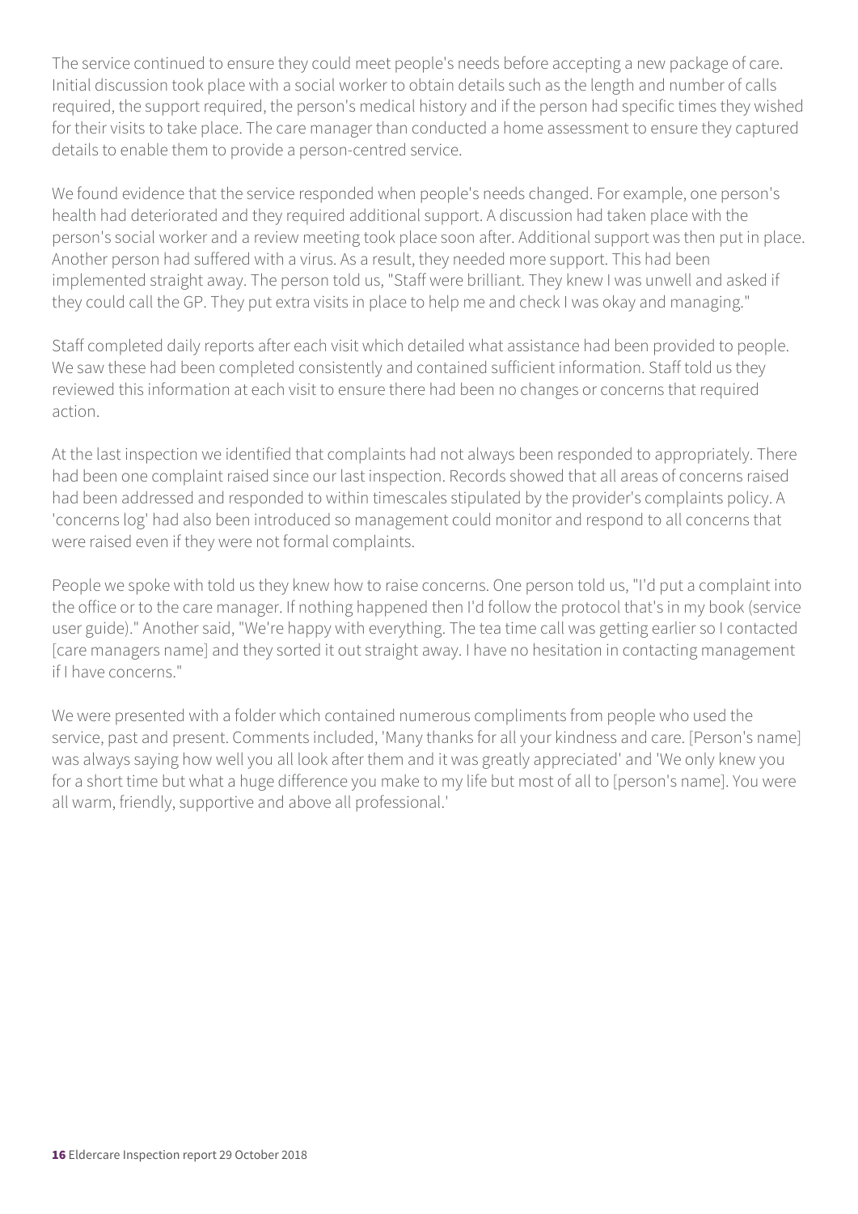The service continued to ensure they could meet people's needs before accepting a new package of care. Initial discussion took place with a social worker to obtain details such as the length and number of calls required, the support required, the person's medical history and if the person had specific times they wished for their visits to take place. The care manager than conducted a home assessment to ensure they captured details to enable them to provide a person-centred service.

We found evidence that the service responded when people's needs changed. For example, one person's health had deteriorated and they required additional support. A discussion had taken place with the person's social worker and a review meeting took place soon after. Additional support was then put in place. Another person had suffered with a virus. As a result, they needed more support. This had been implemented straight away. The person told us, "Staff were brilliant. They knew I was unwell and asked if they could call the GP. They put extra visits in place to help me and check I was okay and managing."

Staff completed daily reports after each visit which detailed what assistance had been provided to people. We saw these had been completed consistently and contained sufficient information. Staff told us they reviewed this information at each visit to ensure there had been no changes or concerns that required action.

At the last inspection we identified that complaints had not always been responded to appropriately. There had been one complaint raised since our last inspection. Records showed that all areas of concerns raised had been addressed and responded to within timescales stipulated by the provider's complaints policy. A 'concerns log' had also been introduced so management could monitor and respond to all concerns that were raised even if they were not formal complaints.

People we spoke with told us they knew how to raise concerns. One person told us, "I'd put a complaint into the office or to the care manager. If nothing happened then I'd follow the protocol that's in my book (service user guide)." Another said, "We're happy with everything. The tea time call was getting earlier so I contacted [care managers name] and they sorted it out straight away. I have no hesitation in contacting management if I have concerns."

We were presented with a folder which contained numerous compliments from people who used the service, past and present. Comments included, 'Many thanks for all your kindness and care. [Person's name] was always saying how well you all look after them and it was greatly appreciated' and 'We only knew you for a short time but what a huge difference you make to my life but most of all to [person's name]. You were all warm, friendly, supportive and above all professional.'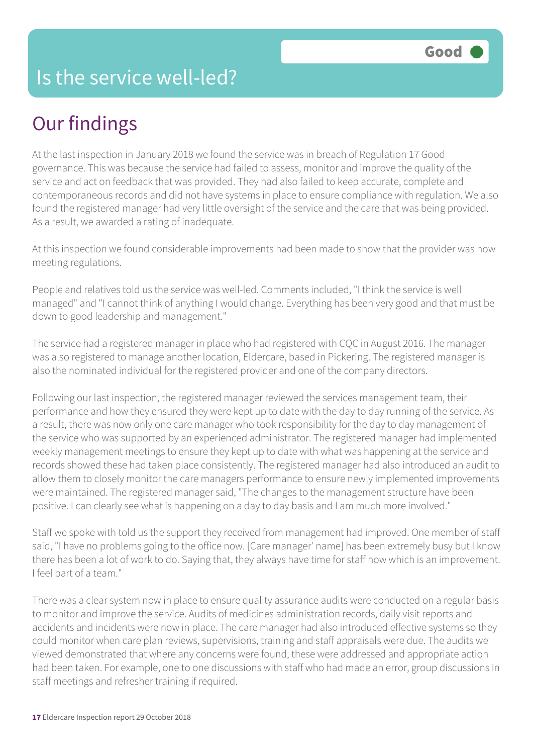# Is the service well-led?

**Good**

## Our findings

At the last inspection in January 2018 we found the service was in breach of Regulation 17 Good governance. This was because the service had failed to assess, monitor and improve the quality of the service and act on feedback that was provided. They had also failed to keep accurate, complete and contemporaneous records and did not have systems in place to ensure compliance with regulation. We also found the registered manager had very little oversight of the service and the care that was being provided. As a result, we awarded a rating of inadequate.

At this inspection we found considerable improvements had been made to show that the provider was now meeting regulations.

People and relatives told us the service was well-led. Comments included, "I think the service is well managed" and "I cannot think of anything I would change. Everything has been very good and that must be down to good leadership and management."

The service had a registered manager in place who had registered with CQC in August 2016. The manager was also registered to manage another location, Eldercare, based in Pickering. The registered manager is also the nominated individual for the registered provider and one of the company directors.

Following our last inspection, the registered manager reviewed the services management team, their performance and how they ensured they were kept up to date with the day to day running of the service. As a result, there was now only one care manager who took responsibility for the day to day management of the service who was supported by an experienced administrator. The registered manager had implemented weekly management meetings to ensure they kept up to date with what was happening at the service and records showed these had taken place consistently. The registered manager had also introduced an audit to allow them to closely monitor the care managers performance to ensure newly implemented improvements were maintained. The registered manager said, "The changes to the management structure have been positive. I can clearly see what is happening on a day to day basis and I am much more involved."

Staff we spoke with told us the support they received from management had improved. One member of staff said, "I have no problems going to the office now. [Care manager' name] has been extremely busy but I know there has been a lot of work to do. Saying that, they always have time for staff now which is an improvement. I feel part of a team."

There was a clear system now in place to ensure quality assurance audits were conducted on a regular basis to monitor and improve the service. Audits of medicines administration records, daily visit reports and accidents and incidents were now in place. The care manager had also introduced effective systems so they could monitor when care plan reviews, supervisions, training and staff appraisals were due. The audits we viewed demonstrated that where any concerns were found, these were addressed and appropriate action had been taken. For example, one to one discussions with staff who had made an error, group discussions in staff meetings and refresher training if required.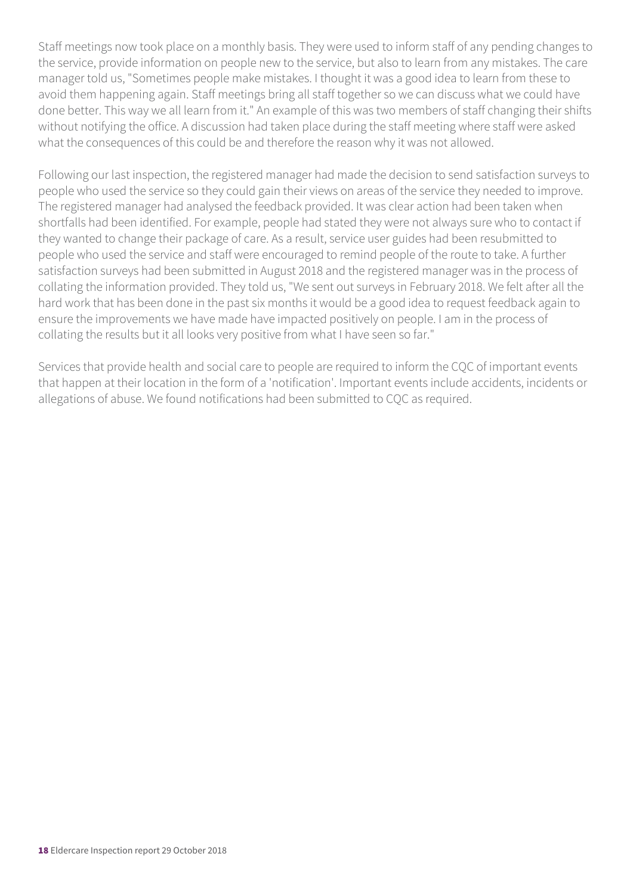Staff meetings now took place on a monthly basis. They were used to inform staff of any pending changes to the service, provide information on people new to the service, but also to learn from any mistakes. The care manager told us, "Sometimes people make mistakes. I thought it was a good idea to learn from these to avoid them happening again. Staff meetings bring all staff together so we can discuss what we could have done better. This way we all learn from it." An example of this was two members of staff changing their shifts without notifying the office. A discussion had taken place during the staff meeting where staff were asked what the consequences of this could be and therefore the reason why it was not allowed.

Following our last inspection, the registered manager had made the decision to send satisfaction surveys to people who used the service so they could gain their views on areas of the service they needed to improve. The registered manager had analysed the feedback provided. It was clear action had been taken when shortfalls had been identified. For example, people had stated they were not always sure who to contact if they wanted to change their package of care. As a result, service user guides had been resubmitted to people who used the service and staff were encouraged to remind people of the route to take. A further satisfaction surveys had been submitted in August 2018 and the registered manager was in the process of collating the information provided. They told us, "We sent out surveys in February 2018. We felt after all the hard work that has been done in the past six months it would be a good idea to request feedback again to ensure the improvements we have made have impacted positively on people. I am in the process of collating the results but it all looks very positive from what I have seen so far."

Services that provide health and social care to people are required to inform the CQC of important events that happen at their location in the form of a 'notification'. Important events include accidents, incidents or allegations of abuse. We found notifications had been submitted to CQC as required.